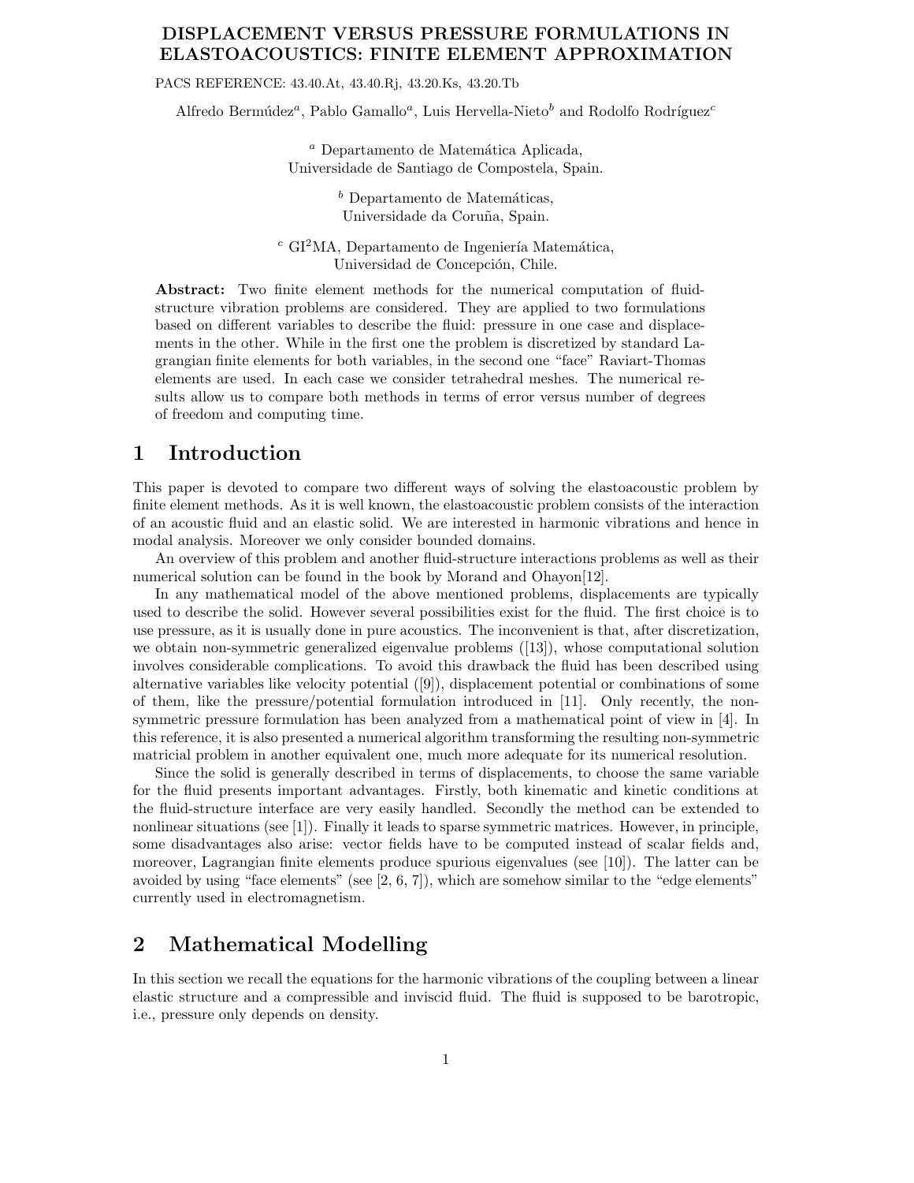# DISPLACEMENT VERSUS PRESSURE FORMULATIONS IN ELASTOACOUSTICS: FINITE ELEMENT APPROXIMATION

PACS REFERENCE: 43.40.At, 43.40.Rj, 43.20.Ks, 43.20.Tb

Alfredo Bermúdez[a], Pablo Gamallo[a], Luis Hervella-Nieto[b] and Rodolfo Rodríguez[c]

[a] Departamento de Matemática Aplicada, Universidade de Santiago de Compostela, Spain.

[b] Departamento de Matemáticas, Universidade da Coruña, Spain.

[c] GI$^2$MA, Departamento de Ingeniería Matemática, Universidad de Concepción, Chile.

**Abstract:** Two finite element methods for the numerical computation of fluid-structure vibration problems are considered. They are applied to two formulations based on different variables to describe the fluid: pressure in one case and displacements in the other. While in the first one the problem is discretized by standard Lagrangian finite elements for both variables, in the second one "face" Raviart-Thomas elements are used. In each case we consider tetrahedral meshes. The numerical results allow us to compare both methods in terms of error versus number of degrees of freedom and computing time.

## 1 Introduction

This paper is devoted to compare two different ways of solving the elastoacoustic problem by finite element methods. As it is well known, the elastoacoustic problem consists of the interaction of an acoustic fluid and an elastic solid. We are interested in harmonic vibrations and hence in modal analysis. Moreover we only consider bounded domains.

An overview of this problem and another fluid-structure interactions problems as well as their numerical solution can be found in the book by Morand and Ohayon[12].

In any mathematical model of the above mentioned problems, displacements are typically used to describe the solid. However several possibilities exist for the fluid. The first choice is to use pressure, as it is usually done in pure acoustics. The inconvenient is that, after discretization, we obtain non-symmetric generalized eigenvalue problems ([13]), whose computational solution involves considerable complications. To avoid this drawback the fluid has been described using alternative variables like velocity potential ([9]), displacement potential or combinations of some of them, like the pressure/potential formulation introduced in [11]. Only recently, the non-symmetric pressure formulation has been analyzed from a mathematical point of view in [4]. In this reference, it is also presented a numerical algorithm transforming the resulting non-symmetric matricial problem in another equivalent one, much more adequate for its numerical resolution.

Since the solid is generally described in terms of displacements, to choose the same variable for the fluid presents important advantages. Firstly, both kinematic and kinetic conditions at the fluid-structure interface are very easily handled. Secondly the method can be extended to nonlinear situations (see [1]). Finally it leads to sparse symmetric matrices. However, in principle, some disadvantages also arise: vector fields have to be computed instead of scalar fields and, moreover, Lagrangian finite elements produce spurious eigenvalues (see [10]). The latter can be avoided by using "face elements" (see [2, 6, 7]), which are somehow similar to the "edge elements" currently used in electromagnetism.

## 2 Mathematical Modelling

In this section we recall the equations for the harmonic vibrations of the coupling between a linear elastic structure and a compressible and inviscid fluid. The fluid is supposed to be barotropic, i.e., pressure only depends on density.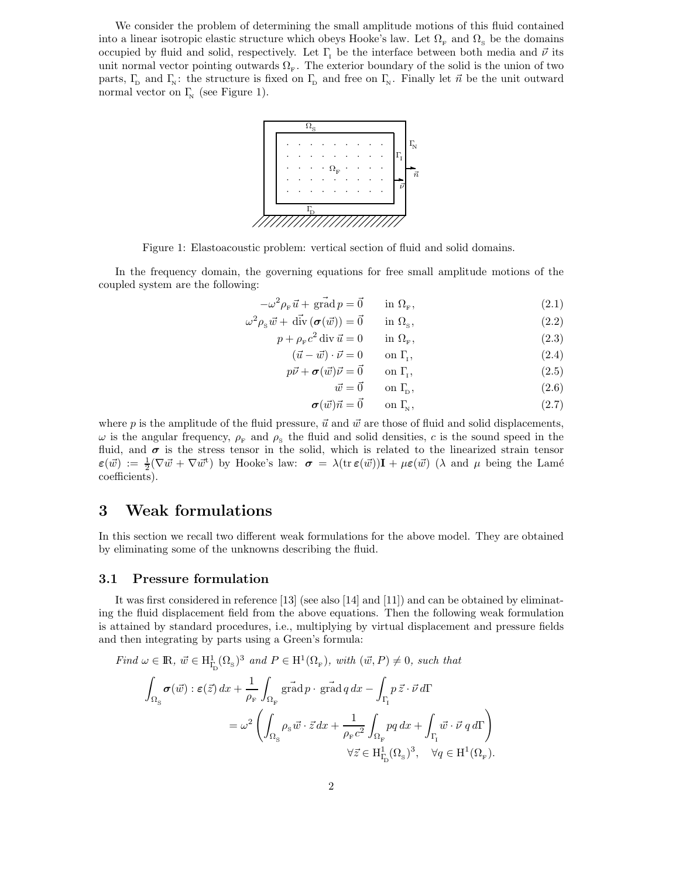We consider the problem of determining the small amplitude motions of this fluid contained into a linear isotropic elastic structure which obeys Hooke's law. Let $\Omega_{\rm F}$ and $\Omega_{\rm S}$ be the domains occupied by fluid and solid, respectively. Let $\Gamma_{\rm I}$ be the interface between both media and $\vec{\nu}$ its unit normal vector pointing outwards $\Omega_{\rm F}$. The exterior boundary of the solid is the union of two parts, $\Gamma_{\rm D}$ and $\Gamma_{\rm N}$: the structure is fixed on $\Gamma_{\rm D}$ and free on $\Gamma_{\rm N}$. Finally let $\vec{n}$ be the unit outward normal vector on $\Gamma_{\rm N}$ (see Figure 1).

Figure 1: Elastoacoustic problem: vertical section of fluid and solid domains.

In the frequency domain, the governing equations for free small amplitude motions of the coupled system are the following:

$$-\omega^2 \rho_{\rm F} \vec{u} + \vec{\rm grad}\, p = \vec{0} \qquad \text{in } \Omega_{\rm F}, \tag{2.1}$$

$$\omega^2 \rho_{\rm S} \vec{w} + \vec{\rm div}\,(\boldsymbol{\sigma}(\vec{w})) = \vec{0} \qquad \text{in } \Omega_{\rm S}, \tag{2.2}$$

$$p + \rho_{\rm F} c^2 \operatorname{div} \vec{u} = 0 \qquad \text{in } \Omega_{\rm F}, \tag{2.3}$$

$$(\vec{u} - \vec{w}) \cdot \vec{\nu} = 0 \qquad \text{on } \Gamma_{\rm I}, \tag{2.4}$$

$$p\vec{\nu} + \boldsymbol{\sigma}(\vec{w})\vec{\nu} = \vec{0} \qquad \text{on } \Gamma_{\rm I}, \tag{2.5}$$

$$\vec{w} = \vec{0} \qquad \text{on } \Gamma_{\rm D}, \tag{2.6}$$

$$\boldsymbol{\sigma}(\vec{w})\vec{n} = \vec{0} \qquad \text{on } \Gamma_{\rm N}, \tag{2.7}$$

where $p$ is the amplitude of the fluid pressure, $\vec{u}$ and $\vec{w}$ are those of fluid and solid displacements, $\omega$ is the angular frequency, $\rho_{\rm F}$ and $\rho_{\rm S}$ the fluid and solid densities, $c$ is the sound speed in the fluid, and $\boldsymbol{\sigma}$ is the stress tensor in the solid, which is related to the linearized strain tensor $\boldsymbol{\varepsilon}(\vec{w}) := \frac{1}{2}(\nabla\vec{w} + \nabla\vec{w}^{\rm t})$ by Hooke's law: $\boldsymbol{\sigma} = \lambda(\operatorname{tr}\boldsymbol{\varepsilon}(\vec{w}))\mathbf{I} + \mu\boldsymbol{\varepsilon}(\vec{w})$ ($\lambda$ and $\mu$ being the Lamé coefficients).

# 3 Weak formulations

In this section we recall two different weak formulations for the above model. They are obtained by eliminating some of the unknowns describing the fluid.

## 3.1 Pressure formulation

It was first considered in reference [13] (see also [14] and [11]) and can be obtained by eliminating the fluid displacement field from the above equations. Then the following weak formulation is attained by standard procedures, i.e., multiplying by virtual displacement and pressure fields and then integrating by parts using a Green's formula:

*Find* $\omega \in \mathbb{R}$, $\vec{w} \in \mathrm{H}^1_{\Gamma_{\rm D}}(\Omega_{\rm S})^3$ *and* $P \in \mathrm{H}^1(\Omega_{\rm F})$, *with* $(\vec{w}, P) \neq 0$, *such that*

$$\int_{\Omega_{\rm S}} \boldsymbol{\sigma}(\vec{w}) : \boldsymbol{\varepsilon}(\vec{z})\, dx + \frac{1}{\rho_{\rm F}} \int_{\Omega_{\rm F}} \vec{\rm grad}\, p \cdot \vec{\rm grad}\, q\, dx - \int_{\Gamma_{\rm I}} p\, \vec{z} \cdot \vec{\nu}\, d\Gamma$$
$$= \omega^2 \left( \int_{\Omega_{\rm S}} \rho_{\rm S} \vec{w} \cdot \vec{z}\, dx + \frac{1}{\rho_{\rm F} c^2} \int_{\Omega_{\rm F}} pq\, dx + \int_{\Gamma_{\rm I}} \vec{w} \cdot \vec{\nu}\, q\, d\Gamma \right)$$
$$\forall \vec{z} \in \mathrm{H}^1_{\Gamma_{\rm D}}(\Omega_{\rm S})^3, \quad \forall q \in \mathrm{H}^1(\Omega_{\rm F}).$$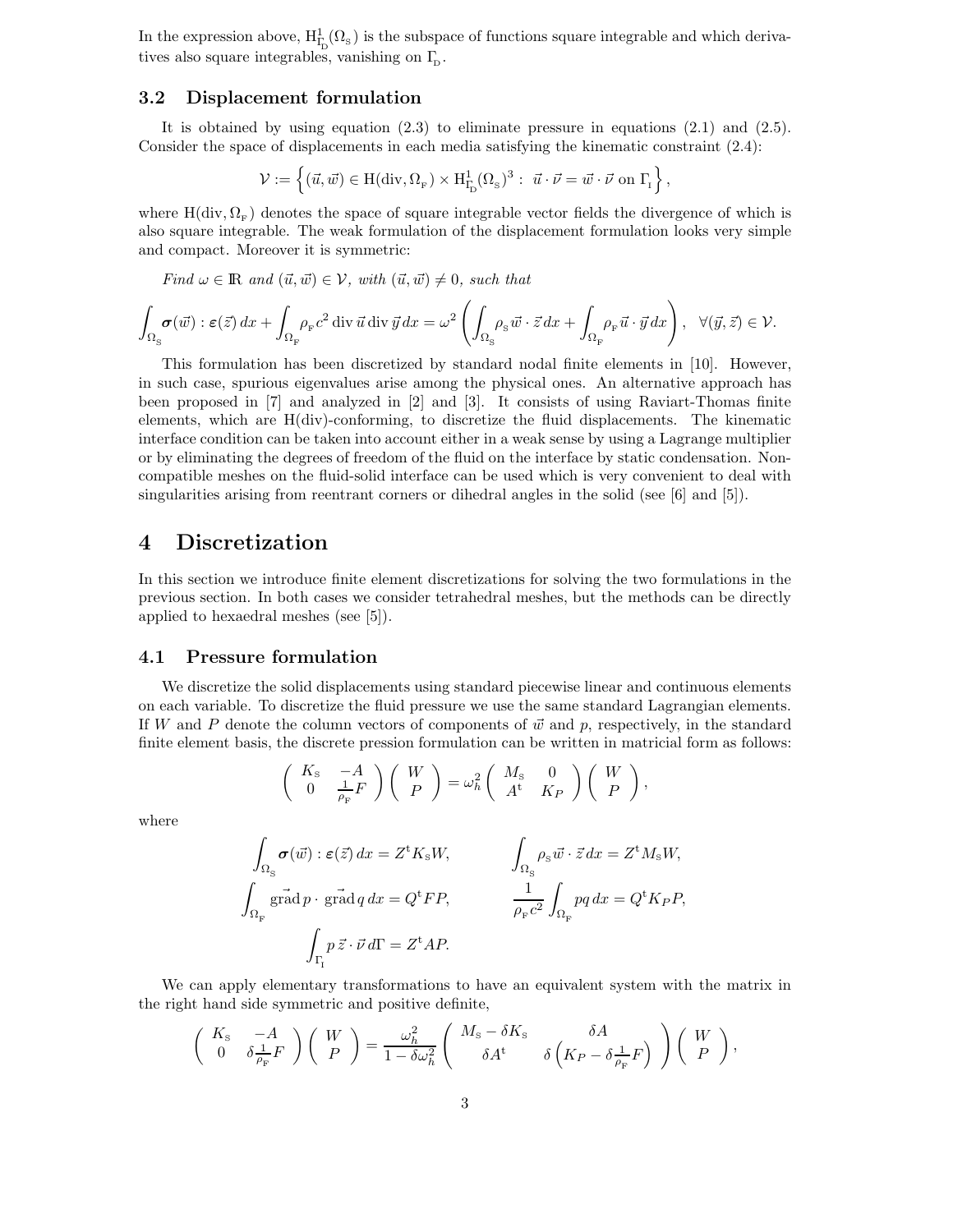In the expression above, $\mathrm{H}^1_{\Gamma_\mathrm{D}}(\Omega_\mathrm{S})$ is the subspace of functions square integrable and which derivatives also square integrables, vanishing on $\Gamma_\mathrm{D}$.

### 3.2 Displacement formulation

It is obtained by using equation (2.3) to eliminate pressure in equations (2.1) and (2.5). Consider the space of displacements in each media satisfying the kinematic constraint (2.4):

$$\mathcal{V} := \left\{ (\vec{u}, \vec{w}) \in \mathrm{H}(\mathrm{div}, \Omega_\mathrm{F}) \times \mathrm{H}^1_{\Gamma_\mathrm{D}}(\Omega_\mathrm{S})^3 : \ \vec{u} \cdot \vec{\nu} = \vec{w} \cdot \vec{\nu} \text{ on } \Gamma_\mathrm{I} \right\},$$

where $\mathrm{H}(\mathrm{div}, \Omega_\mathrm{F})$ denotes the space of square integrable vector fields the divergence of which is also square integrable. The weak formulation of the displacement formulation looks very simple and compact. Moreover it is symmetric:

*Find $\omega \in \mathbb{R}$ and $(\vec{u}, \vec{w}) \in \mathcal{V}$, with $(\vec{u}, \vec{w}) \neq 0$, such that*

$$\int_{\Omega_\mathrm{S}} \boldsymbol{\sigma}(\vec{w}) : \boldsymbol{\varepsilon}(\vec{z})\, dx + \int_{\Omega_\mathrm{F}} \rho_\mathrm{F} c^2 \,\mathrm{div}\, \vec{u} \,\mathrm{div}\, \vec{y}\, dx = \omega^2 \left( \int_{\Omega_\mathrm{S}} \rho_\mathrm{S} \vec{w} \cdot \vec{z}\, dx + \int_{\Omega_\mathrm{F}} \rho_\mathrm{F} \vec{u} \cdot \vec{y}\, dx \right), \quad \forall (\vec{y}, \vec{z}) \in \mathcal{V}.$$

This formulation has been discretized by standard nodal finite elements in [10]. However, in such case, spurious eigenvalues arise among the physical ones. An alternative approach has been proposed in [7] and analyzed in [2] and [3]. It consists of using Raviart-Thomas finite elements, which are H(div)-conforming, to discretize the fluid displacements. The kinematic interface condition can be taken into account either in a weak sense by using a Lagrange multiplier or by eliminating the degrees of freedom of the fluid on the interface by static condensation. Non-compatible meshes on the fluid-solid interface can be used which is very convenient to deal with singularities arising from reentrant corners or dihedral angles in the solid (see [6] and [5]).

# 4 Discretization

In this section we introduce finite element discretizations for solving the two formulations in the previous section. In both cases we consider tetrahedral meshes, but the methods can be directly applied to hexaedral meshes (see [5]).

### 4.1 Pressure formulation

We discretize the solid displacements using standard piecewise linear and continuous elements on each variable. To discretize the fluid pressure we use the same standard Lagrangian elements. If $W$ and $P$ denote the column vectors of components of $\vec{w}$ and $p$, respectively, in the standard finite element basis, the discrete pression formulation can be written in matricial form as follows:

$$\begin{pmatrix} K_\mathrm{S} & -A \\ 0 & \frac{1}{\rho_\mathrm{F}} F \end{pmatrix} \begin{pmatrix} W \\ P \end{pmatrix} = \omega_h^2 \begin{pmatrix} M_\mathrm{S} & 0 \\ A^\mathrm{t} & K_P \end{pmatrix} \begin{pmatrix} W \\ P \end{pmatrix},$$

where

$$\int_{\Omega_\mathrm{S}} \boldsymbol{\sigma}(\vec{w}) : \boldsymbol{\varepsilon}(\vec{z})\, dx = Z^\mathrm{t} K_\mathrm{S} W, \qquad \int_{\Omega_\mathrm{S}} \rho_\mathrm{S} \vec{w} \cdot \vec{z}\, dx = Z^\mathrm{t} M_\mathrm{S} W,$$

$$\int_{\Omega_\mathrm{F}} \vec{\mathrm{grad}}\, p \cdot \vec{\mathrm{grad}}\, q\, dx = Q^\mathrm{t} F P, \qquad \frac{1}{\rho_\mathrm{F} c^2} \int_{\Omega_\mathrm{F}} pq\, dx = Q^\mathrm{t} K_P P,$$

$$\int_{\Gamma_\mathrm{I}} p\, \vec{z} \cdot \vec{\nu}\, d\Gamma = Z^\mathrm{t} A P.$$

We can apply elementary transformations to have an equivalent system with the matrix in the right hand side symmetric and positive definite,

$$\begin{pmatrix} K_\mathrm{S} & -A \\ 0 & \delta \frac{1}{\rho_\mathrm{F}} F \end{pmatrix} \begin{pmatrix} W \\ P \end{pmatrix} = \frac{\omega_h^2}{1 - \delta \omega_h^2} \begin{pmatrix} M_\mathrm{S} - \delta K_\mathrm{S} & \delta A \\ \delta A^\mathrm{t} & \delta \left( K_P - \delta \frac{1}{\rho_\mathrm{F}} F \right) \end{pmatrix} \begin{pmatrix} W \\ P \end{pmatrix},$$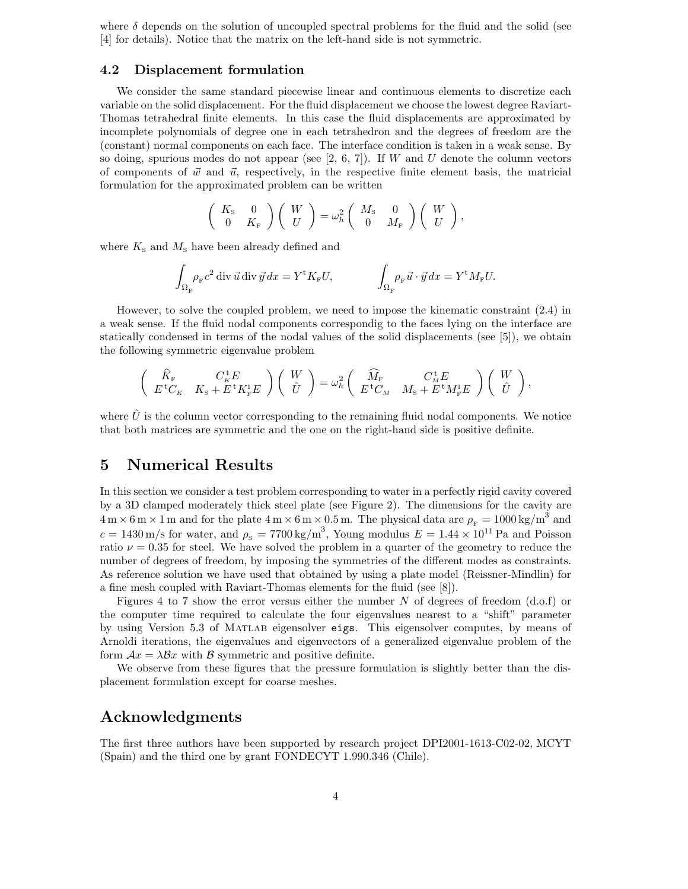where $\delta$ depends on the solution of uncoupled spectral problems for the fluid and the solid (see [4] for details). Notice that the matrix on the left-hand side is not symmetric.

### 4.2 Displacement formulation

We consider the same standard piecewise linear and continuous elements to discretize each variable on the solid displacement. For the fluid displacement we choose the lowest degree Raviart-Thomas tetrahedral finite elements. In this case the fluid displacements are approximated by incomplete polynomials of degree one in each tetrahedron and the degrees of freedom are the (constant) normal components on each face. The interface condition is taken in a weak sense. By so doing, spurious modes do not appear (see [2, 6, 7]). If $W$ and $U$ denote the column vectors of components of $\vec{w}$ and $\vec{u}$, respectively, in the respective finite element basis, the matricial formulation for the approximated problem can be written

$$\begin{pmatrix} K_{\mathrm{S}} & 0 \\ 0 & K_{\mathrm{F}} \end{pmatrix} \begin{pmatrix} W \\ U \end{pmatrix} = \omega_h^2 \begin{pmatrix} M_{\mathrm{S}} & 0 \\ 0 & M_{\mathrm{F}} \end{pmatrix} \begin{pmatrix} W \\ U \end{pmatrix},$$

where $K_{\mathrm{S}}$ and $M_{\mathrm{S}}$ have been already defined and

$$\int_{\Omega_{\mathrm{F}}} \rho_{\mathrm{F}} c^2 \operatorname{div} \vec{u} \operatorname{div} \vec{y} \, dx = Y^{\mathrm{t}} K_{\mathrm{F}} U, \qquad \int_{\Omega_{\mathrm{F}}} \rho_{\mathrm{F}} \vec{u} \cdot \vec{y} \, dx = Y^{\mathrm{t}} M_{\mathrm{F}} U.$$

However, to solve the coupled problem, we need to impose the kinematic constraint (2.4) in a weak sense. If the fluid nodal components correspondig to the faces lying on the interface are statically condensed in terms of the nodal values of the solid displacements (see [5]), we obtain the following symmetric eigenvalue problem

$$\begin{pmatrix} \widehat{K}_{\mathrm{F}} & C_K^{\mathrm{t}} E \\ E^{\mathrm{t}} C_K & K_{\mathrm{S}} + E^{\mathrm{t}} K_{\mathrm{F}}^{\mathrm{I}} E \end{pmatrix} \begin{pmatrix} W \\ \hat{U} \end{pmatrix} = \omega_h^2 \begin{pmatrix} \widehat{M}_{\mathrm{F}} & C_M^{\mathrm{t}} E \\ E^{\mathrm{t}} C_M & M_{\mathrm{S}} + E^{\mathrm{t}} M_{\mathrm{F}}^{\mathrm{I}} E \end{pmatrix} \begin{pmatrix} W \\ \hat{U} \end{pmatrix},$$

where $\hat{U}$ is the column vector corresponding to the remaining fluid nodal components. We notice that both matrices are symmetric and the one on the right-hand side is positive definite.

## 5 Numerical Results

In this section we consider a test problem corresponding to water in a perfectly rigid cavity covered by a 3D clamped moderately thick steel plate (see Figure 2). The dimensions for the cavity are $4\,\mathrm{m} \times 6\,\mathrm{m} \times 1\,\mathrm{m}$ and for the plate $4\,\mathrm{m} \times 6\,\mathrm{m} \times 0.5\,\mathrm{m}$. The physical data are $\rho_{\mathrm{F}} = 1000\,\mathrm{kg/m}^3$ and $c = 1430\,\mathrm{m/s}$ for water, and $\rho_{\mathrm{S}} = 7700\,\mathrm{kg/m}^3$, Young modulus $E = 1.44 \times 10^{11}\,\mathrm{Pa}$ and Poisson ratio $\nu = 0.35$ for steel. We have solved the problem in a quarter of the geometry to reduce the number of degrees of freedom, by imposing the symmetries of the different modes as constraints. As reference solution we have used that obtained by using a plate model (Reissner-Mindlin) for a fine mesh coupled with Raviart-Thomas elements for the fluid (see [8]).

Figures 4 to 7 show the error versus either the number $N$ of degrees of freedom (d.o.f) or the computer time required to calculate the four eigenvalues nearest to a "shift" parameter by using Version 5.3 of MATLAB eigensolver `eigs`. This eigensolver computes, by means of Arnoldi iterations, the eigenvalues and eigenvectors of a generalized eigenvalue problem of the form $\mathcal{A}x = \lambda \mathcal{B}x$ with $\mathcal{B}$ symmetric and positive definite.

We observe from these figures that the pressure formulation is slightly better than the displacement formulation except for coarse meshes.

## Acknowledgments

The first three authors have been supported by research project DPI2001-1613-C02-02, MCYT (Spain) and the third one by grant FONDECYT 1.990.346 (Chile).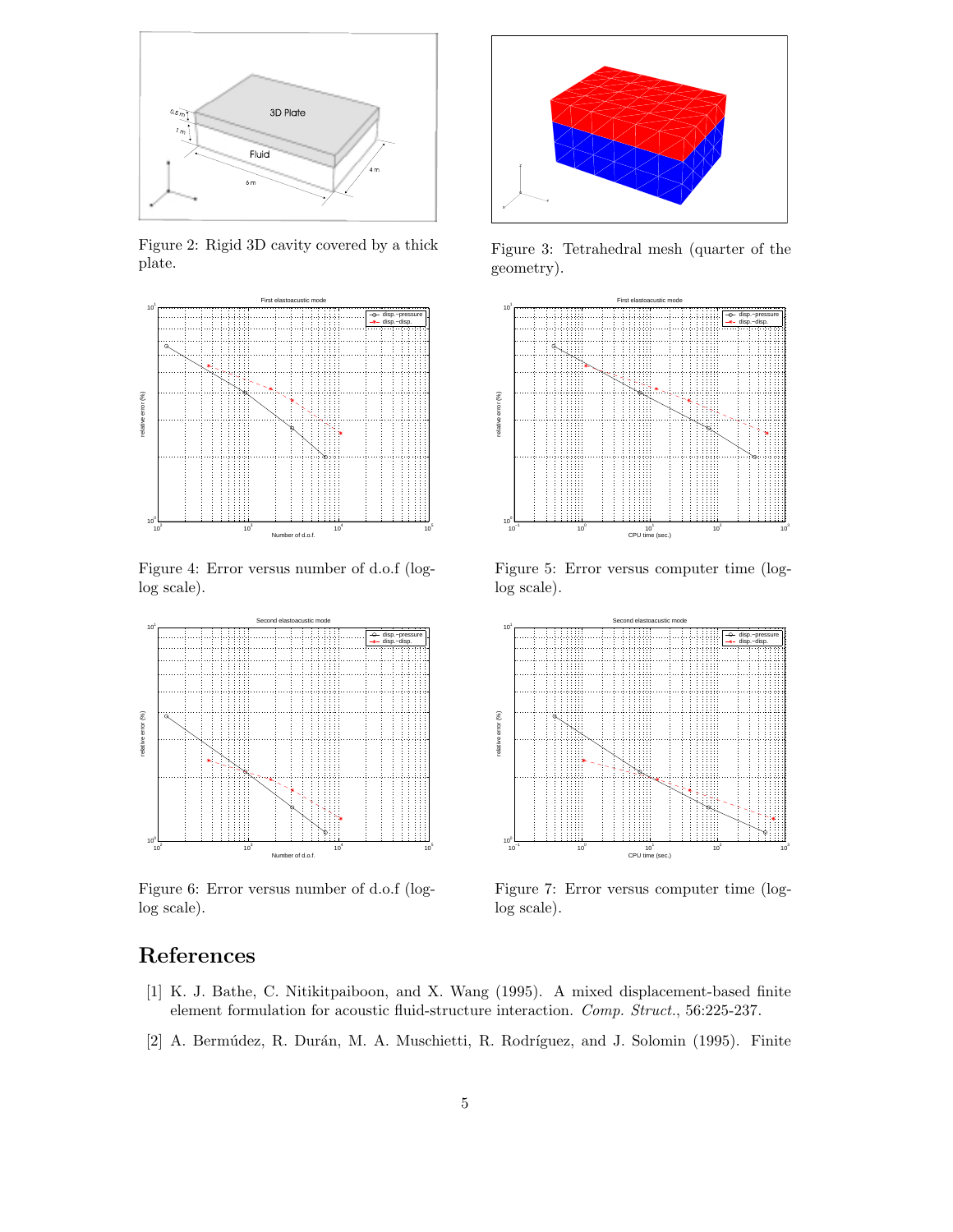Figure 2: Rigid 3D cavity covered by a thick plate.

Figure 3: Tetrahedral mesh (quarter of the geometry).

Figure 4: Error versus number of d.o.f (log-log scale).

Figure 5: Error versus computer time (log-log scale).

Figure 6: Error versus number of d.o.f (log-log scale).

Figure 7: Error versus computer time (log-log scale).

## References

[1] K. J. Bathe, C. Nitikitpaiboon, and X. Wang (1995). A mixed displacement-based finite element formulation for acoustic fluid-structure interaction. *Comp. Struct.*, 56:225-237.

[2] A. Bermúdez, R. Durán, M. A. Muschietti, R. Rodríguez, and J. Solomin (1995). Finite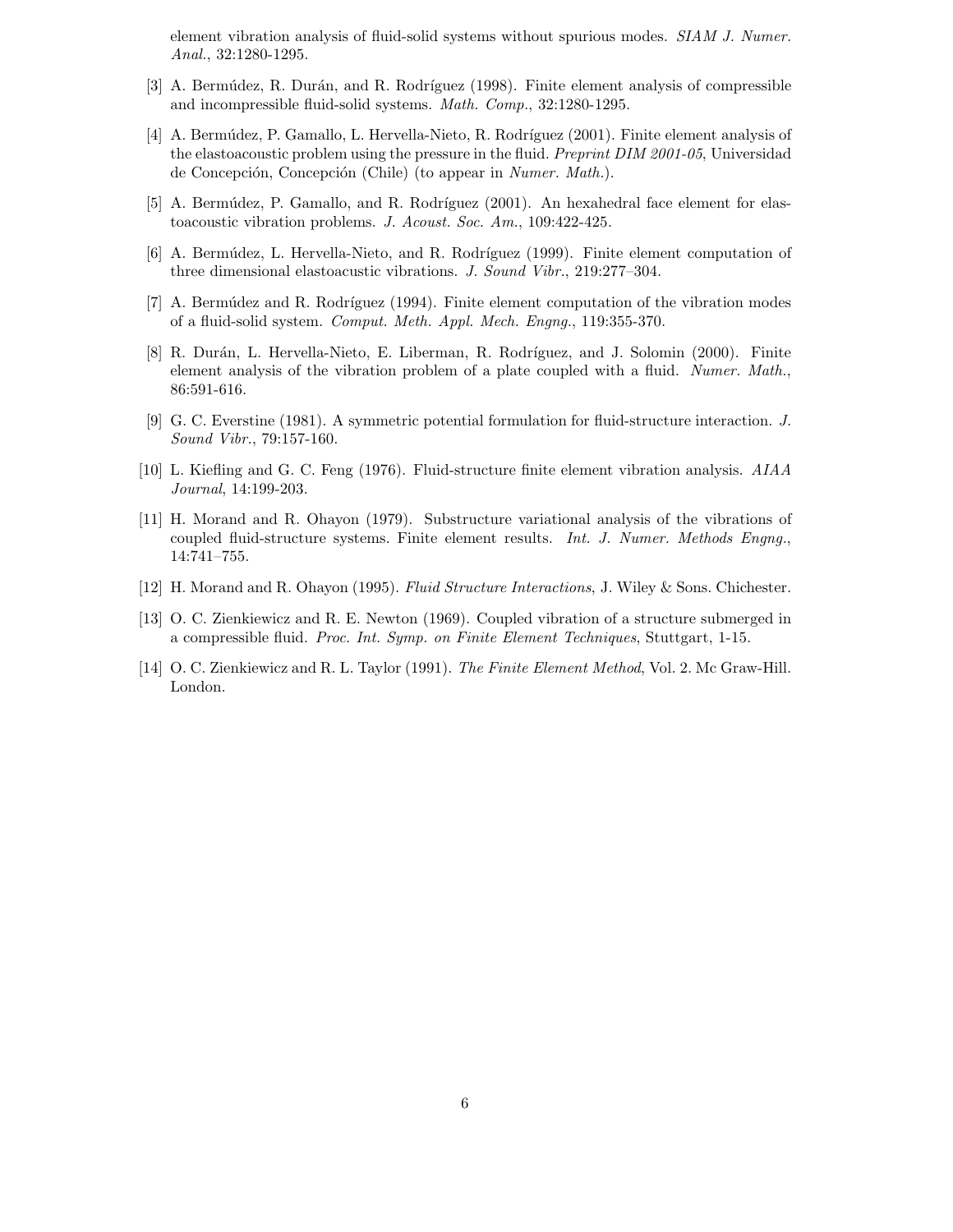element vibration analysis of fluid-solid systems without spurious modes. *SIAM J. Numer. Anal.*, 32:1280-1295.

[3] A. Bermúdez, R. Durán, and R. Rodríguez (1998). Finite element analysis of compressible and incompressible fluid-solid systems. *Math. Comp.*, 32:1280-1295.

[4] A. Bermúdez, P. Gamallo, L. Hervella-Nieto, R. Rodríguez (2001). Finite element analysis of the elastoacoustic problem using the pressure in the fluid. *Preprint DIM 2001-05*, Universidad de Concepción, Concepción (Chile) (to appear in *Numer. Math.*).

[5] A. Bermúdez, P. Gamallo, and R. Rodríguez (2001). An hexahedral face element for elastoacoustic vibration problems. *J. Acoust. Soc. Am.*, 109:422-425.

[6] A. Bermúdez, L. Hervella-Nieto, and R. Rodríguez (1999). Finite element computation of three dimensional elastoacustic vibrations. *J. Sound Vibr.*, 219:277–304.

[7] A. Bermúdez and R. Rodríguez (1994). Finite element computation of the vibration modes of a fluid-solid system. *Comput. Meth. Appl. Mech. Engng.*, 119:355-370.

[8] R. Durán, L. Hervella-Nieto, E. Liberman, R. Rodríguez, and J. Solomin (2000). Finite element analysis of the vibration problem of a plate coupled with a fluid. *Numer. Math.*, 86:591-616.

[9] G. C. Everstine (1981). A symmetric potential formulation for fluid-structure interaction. *J. Sound Vibr.*, 79:157-160.

[10] L. Kiefling and G. C. Feng (1976). Fluid-structure finite element vibration analysis. *AIAA Journal*, 14:199-203.

[11] H. Morand and R. Ohayon (1979). Substructure variational analysis of the vibrations of coupled fluid-structure systems. Finite element results. *Int. J. Numer. Methods Engng.*, 14:741–755.

[12] H. Morand and R. Ohayon (1995). *Fluid Structure Interactions*, J. Wiley & Sons. Chichester.

[13] O. C. Zienkiewicz and R. E. Newton (1969). Coupled vibration of a structure submerged in a compressible fluid. *Proc. Int. Symp. on Finite Element Techniques*, Stuttgart, 1-15.

[14] O. C. Zienkiewicz and R. L. Taylor (1991). *The Finite Element Method*, Vol. 2. Mc Graw-Hill. London.